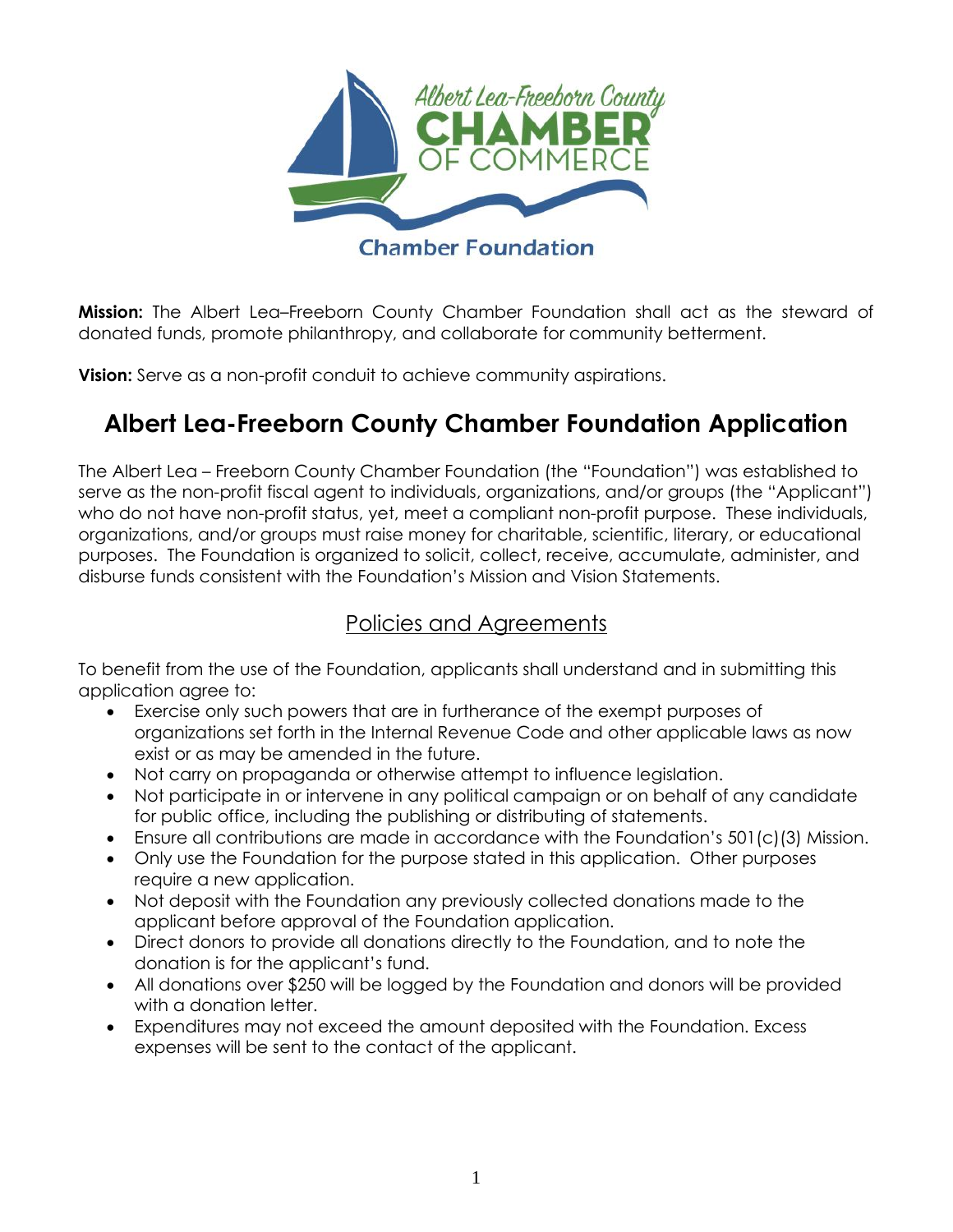Albert Lea-Freeborn County CHAMBER OF COMMERCE

Chamber Foundation

**Mission:** The Albert Lea–Freeborn County Chamber Foundation shall act as the steward of donated funds, promote philanthropy, and collaborate for community betterment.

**Vision:** Serve as a non-profit conduit to achieve community aspirations.

# Albert Lea-Freeborn County Chamber Foundation Application

The Albert Lea – Freeborn County Chamber Foundation (the "Foundation") was established to serve as the non-profit fiscal agent to individuals, organizations, and/or groups (the "Applicant") who do not have non-profit status, yet, meet a compliant non-profit purpose. These individuals, organizations, and/or groups must raise money for charitable, scientific, literary, or educational purposes. The Foundation is organized to solicit, collect, receive, accumulate, administer, and disburse funds consistent with the Foundation's Mission and Vision Statements.

## Policies and Agreements

To benefit from the use of the Foundation, applicants shall understand and in submitting this application agree to:

- Exercise only such powers that are in furtherance of the exempt purposes of organizations set forth in the Internal Revenue Code and other applicable laws as now exist or as may be amended in the future.
- Not carry on propaganda or otherwise attempt to influence legislation.
- Not participate in or intervene in any political campaign or on behalf of any candidate for public office, including the publishing or distributing of statements.
- Ensure all contributions are made in accordance with the Foundation's 501(c)(3) Mission.
- Only use the Foundation for the purpose stated in this application. Other purposes require a new application.
- Not deposit with the Foundation any previously collected donations made to the applicant before approval of the Foundation application.
- Direct donors to provide all donations directly to the Foundation, and to note the donation is for the applicant's fund.
- All donations over $250 will be logged by the Foundation and donors will be provided with a donation letter.
- Expenditures may not exceed the amount deposited with the Foundation. Excess expenses will be sent to the contact of the applicant.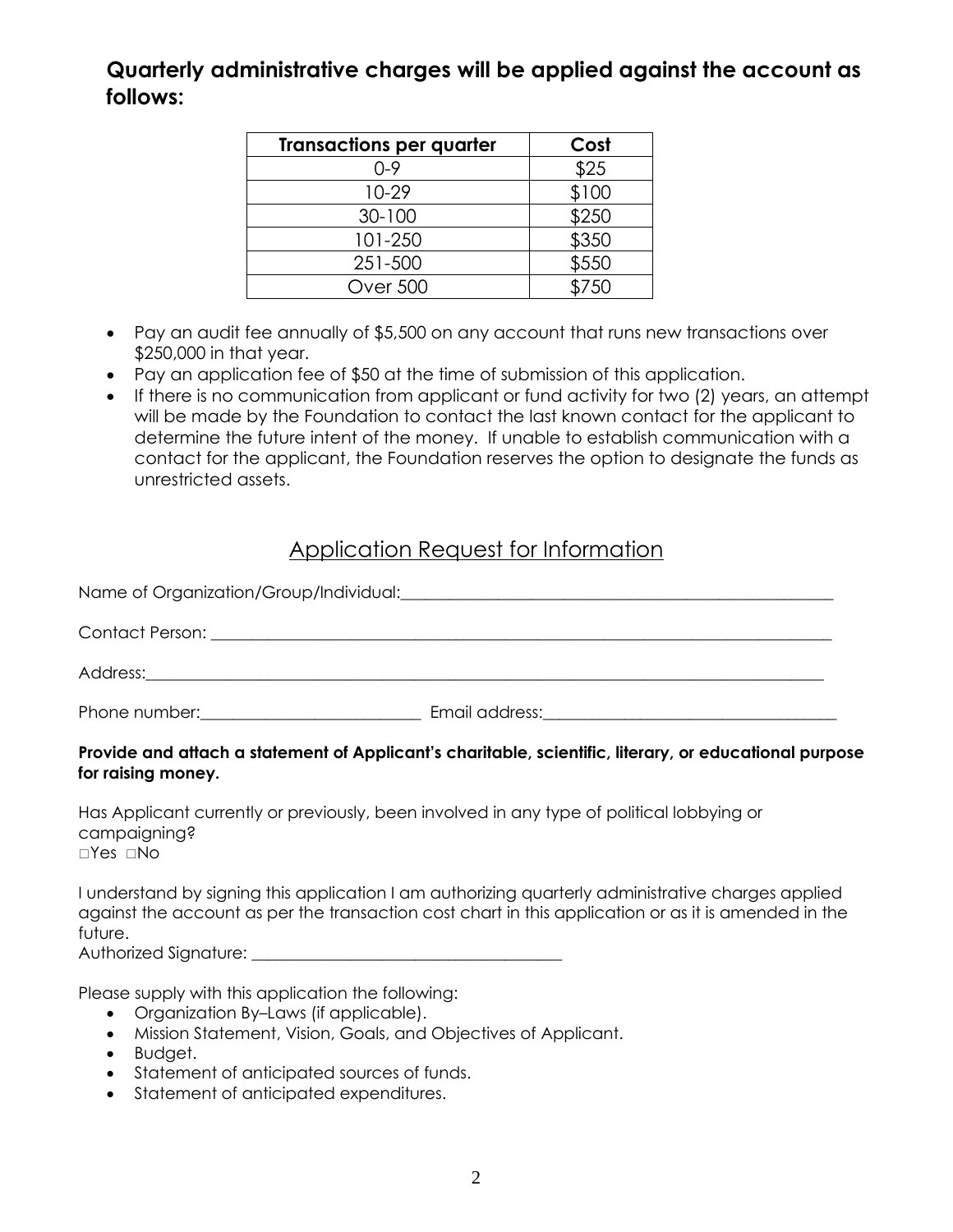## Quarterly administrative charges will be applied against the account as follows:

| Transactions per quarter | Cost |
|---|---|
| 0-9 | $25 |
| 10-29 | $100 |
| 30-100 | $250 |
| 101-250 | $350 |
| 251-500 | $550 |
| Over 500 | $750 |

- Pay an audit fee annually of $5,500 on any account that runs new transactions over $250,000 in that year.
- Pay an application fee of $50 at the time of submission of this application.
- If there is no communication from applicant or fund activity for two (2) years, an attempt will be made by the Foundation to contact the last known contact for the applicant to determine the future intent of the money. If unable to establish communication with a contact for the applicant, the Foundation reserves the option to designate the funds as unrestricted assets.

## Application Request for Information

Name of Organization/Group/Individual:\_\_\_\_\_\_\_\_\_\_\_\_\_\_\_\_\_\_\_\_\_\_\_\_\_\_\_\_\_\_\_\_\_\_\_\_\_\_\_\_

Contact Person: \_\_\_\_\_\_\_\_\_\_\_\_\_\_\_\_\_\_\_\_\_\_\_\_\_\_\_\_\_\_\_\_\_\_\_\_\_\_\_\_\_\_\_\_\_\_\_\_\_\_\_\_\_\_

Address:\_\_\_\_\_\_\_\_\_\_\_\_\_\_\_\_\_\_\_\_\_\_\_\_\_\_\_\_\_\_\_\_\_\_\_\_\_\_\_\_\_\_\_\_\_\_\_\_\_\_\_\_\_\_\_\_\_\_\_\_

Phone number:\_\_\_\_\_\_\_\_\_\_\_\_\_\_\_\_\_\_\_\_\_\_ Email address:\_\_\_\_\_\_\_\_\_\_\_\_\_\_\_\_\_\_\_\_\_\_\_\_\_\_\_\_

**Provide and attach a statement of Applicant's charitable, scientific, literary, or educational purpose for raising money.**

Has Applicant currently or previously, been involved in any type of political lobbying or campaigning?
□Yes □No

I understand by signing this application I am authorizing quarterly administrative charges applied against the account as per the transaction cost chart in this application or as it is amended in the future.
Authorized Signature: \_\_\_\_\_\_\_\_\_\_\_\_\_\_\_\_\_\_\_\_\_\_\_\_\_\_\_\_\_\_\_\_

Please supply with this application the following:

- Organization By–Laws (if applicable).
- Mission Statement, Vision, Goals, and Objectives of Applicant.
- Budget.
- Statement of anticipated sources of funds.
- Statement of anticipated expenditures.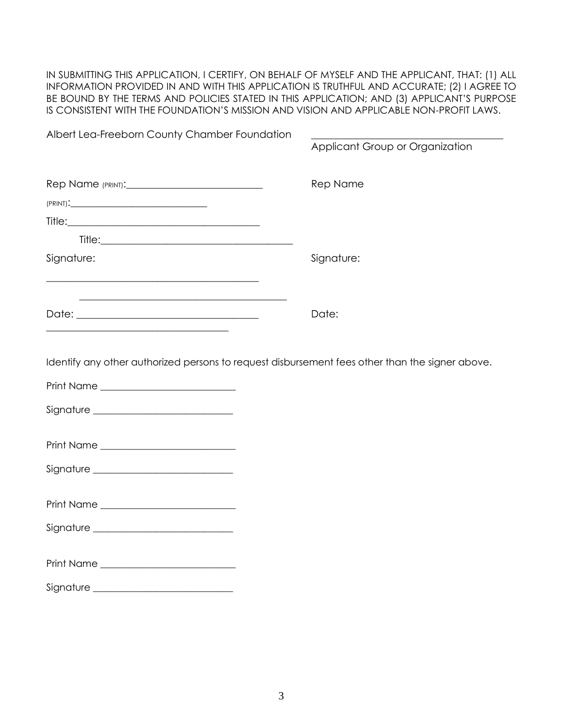IN SUBMITTING THIS APPLICATION, I CERTIFY, ON BEHALF OF MYSELF AND THE APPLICANT, THAT: (1) ALL INFORMATION PROVIDED IN AND WITH THIS APPLICATION IS TRUTHFUL AND ACCURATE; (2) I AGREE TO BE BOUND BY THE TERMS AND POLICIES STATED IN THIS APPLICATION; AND (3) APPLICANT'S PURPOSE IS CONSISTENT WITH THE FOUNDATION'S MISSION AND VISION AND APPLICABLE NON-PROFIT LAWS.

| | |
|---|---|
| Albert Lea-Freeborn County Chamber Foundation | ______________________________________<br>Applicant Group or Organization |
| Rep Name (PRINT):___________________________ | Rep Name (PRINT):____________________________ |
| Title:______________________________________ | Title:______________________________________ |
| Signature:<br>__________________________________________ | Signature:<br>__________________________________________ |
| Date: ___________________________________ | Date: ___________________________________ |

Identify any other authorized persons to request disbursement fees other than the signer above.

Print Name ___________________________

Signature ____________________________

Print Name ___________________________

Signature ____________________________

Print Name ___________________________

Signature ____________________________

Print Name ___________________________

Signature ____________________________